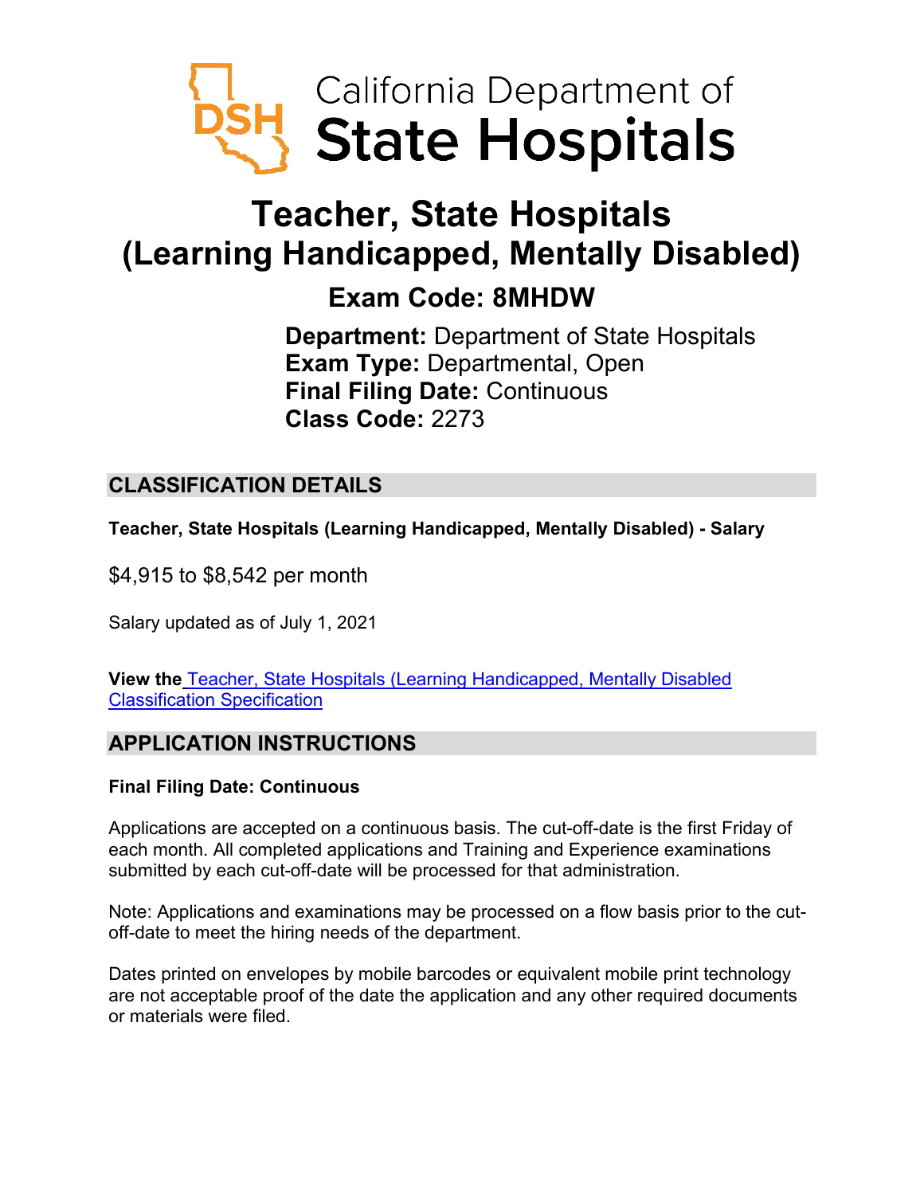California Department of
State Hospitals

# Teacher, State Hospitals (Learning Handicapped, Mentally Disabled)

## Exam Code: 8MHDW

**Department:** Department of State Hospitals
**Exam Type:** Departmental, Open
**Final Filing Date:** Continuous
**Class Code:** 2273

## CLASSIFICATION DETAILS

**Teacher, State Hospitals (Learning Handicapped, Mentally Disabled) - Salary**

$4,915 to $8,542 per month

Salary updated as of July 1, 2021

**View the** Teacher, State Hospitals (Learning Handicapped, Mentally Disabled Classification Specification

## APPLICATION INSTRUCTIONS

**Final Filing Date: Continuous**

Applications are accepted on a continuous basis. The cut-off-date is the first Friday of each month. All completed applications and Training and Experience examinations submitted by each cut-off-date will be processed for that administration.

Note: Applications and examinations may be processed on a flow basis prior to the cut-off-date to meet the hiring needs of the department.

Dates printed on envelopes by mobile barcodes or equivalent mobile print technology are not acceptable proof of the date the application and any other required documents or materials were filed.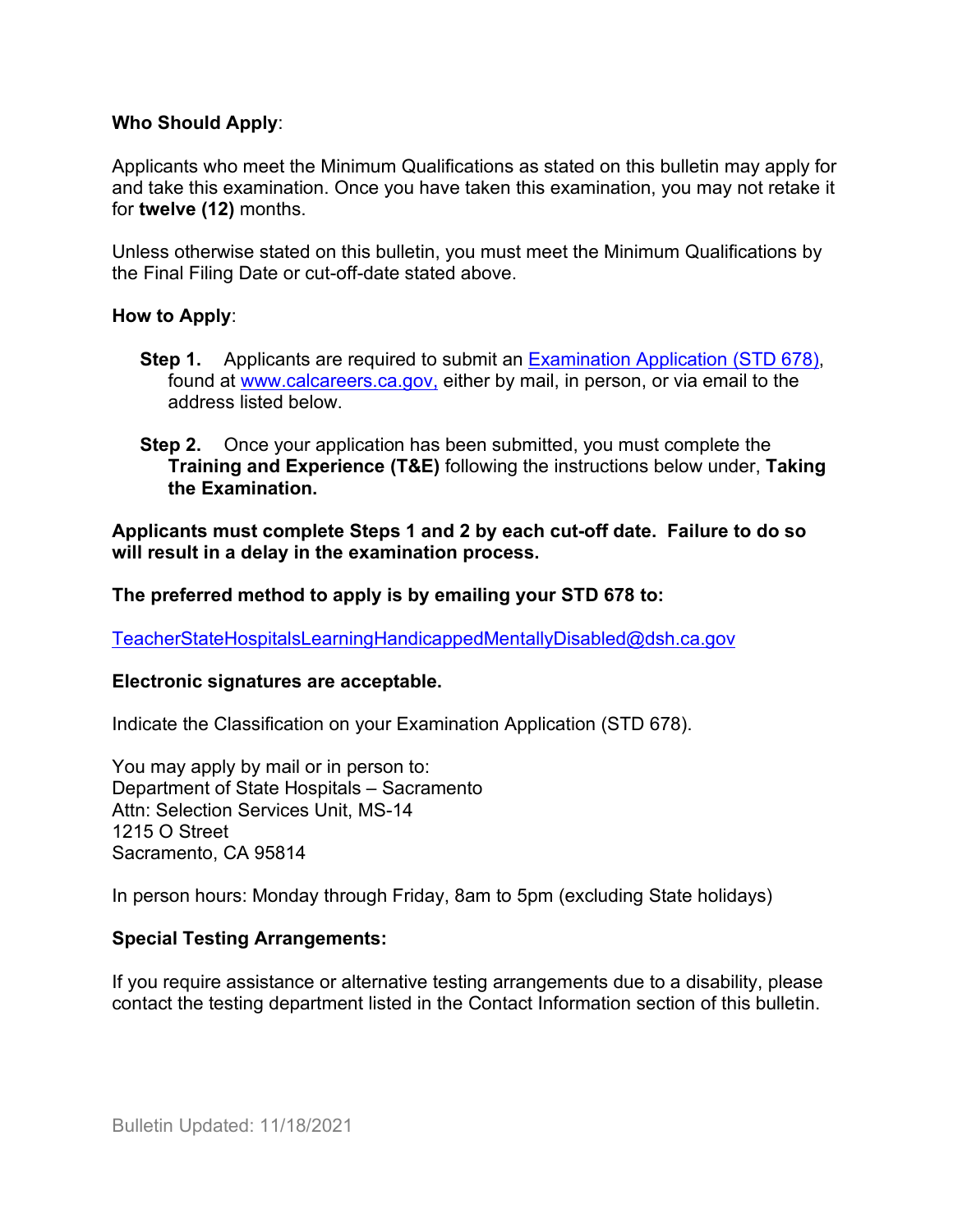**Who Should Apply**:

Applicants who meet the Minimum Qualifications as stated on this bulletin may apply for and take this examination. Once you have taken this examination, you may not retake it for **twelve (12)** months.

Unless otherwise stated on this bulletin, you must meet the Minimum Qualifications by the Final Filing Date or cut-off-date stated above.

**How to Apply**:

**Step 1.** Applicants are required to submit an [Examination Application (STD 678)](), found at [www.calcareers.ca.gov,]() either by mail, in person, or via email to the address listed below.

**Step 2.** Once your application has been submitted, you must complete the **Training and Experience (T&E)** following the instructions below under, **Taking the Examination.**

**Applicants must complete Steps 1 and 2 by each cut-off date. Failure to do so will result in a delay in the examination process.**

**The preferred method to apply is by emailing your STD 678 to:**

[TeacherStateHospitalsLearningHandicappedMentallyDisabled@dsh.ca.gov]()

**Electronic signatures are acceptable.**

Indicate the Classification on your Examination Application (STD 678).

You may apply by mail or in person to:
Department of State Hospitals – Sacramento
Attn: Selection Services Unit, MS-14
1215 O Street
Sacramento, CA 95814

In person hours: Monday through Friday, 8am to 5pm (excluding State holidays)

**Special Testing Arrangements:**

If you require assistance or alternative testing arrangements due to a disability, please contact the testing department listed in the Contact Information section of this bulletin.

Bulletin Updated: 11/18/2021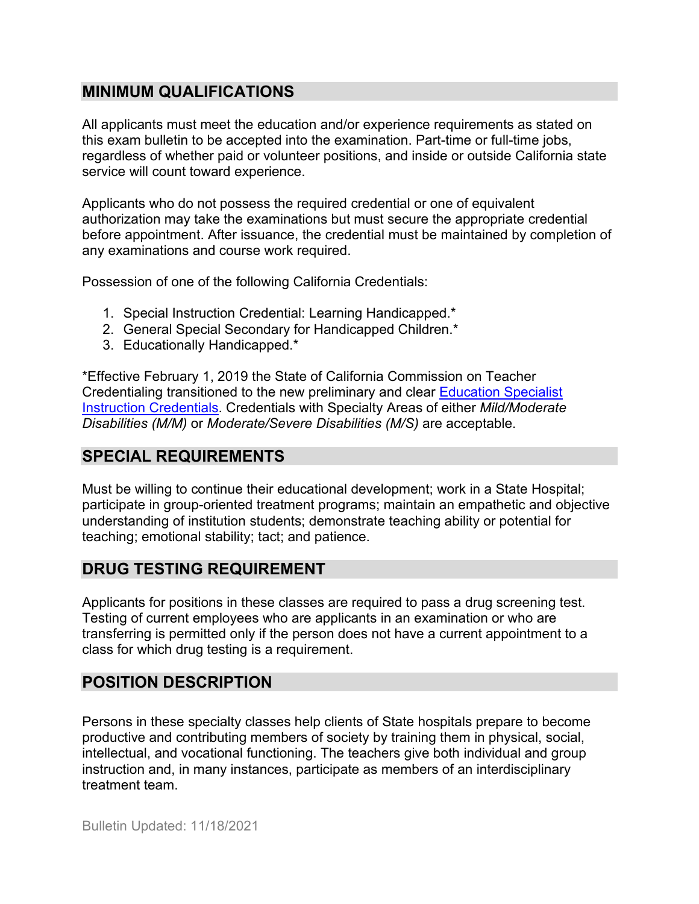## MINIMUM QUALIFICATIONS

All applicants must meet the education and/or experience requirements as stated on this exam bulletin to be accepted into the examination. Part-time or full-time jobs, regardless of whether paid or volunteer positions, and inside or outside California state service will count toward experience.

Applicants who do not possess the required credential or one of equivalent authorization may take the examinations but must secure the appropriate credential before appointment. After issuance, the credential must be maintained by completion of any examinations and course work required.

Possession of one of the following California Credentials:

1. Special Instruction Credential: Learning Handicapped.*
2. General Special Secondary for Handicapped Children.*
3. Educationally Handicapped.*

*Effective February 1, 2019 the State of California Commission on Teacher Credentialing transitioned to the new preliminary and clear [Education Specialist Instruction Credentials](). Credentials with Specialty Areas of either *Mild/Moderate Disabilities (M/M)* or *Moderate/Severe Disabilities (M/S)* are acceptable.

## SPECIAL REQUIREMENTS

Must be willing to continue their educational development; work in a State Hospital; participate in group-oriented treatment programs; maintain an empathetic and objective understanding of institution students; demonstrate teaching ability or potential for teaching; emotional stability; tact; and patience.

## DRUG TESTING REQUIREMENT

Applicants for positions in these classes are required to pass a drug screening test. Testing of current employees who are applicants in an examination or who are transferring is permitted only if the person does not have a current appointment to a class for which drug testing is a requirement.

## POSITION DESCRIPTION

Persons in these specialty classes help clients of State hospitals prepare to become productive and contributing members of society by training them in physical, social, intellectual, and vocational functioning. The teachers give both individual and group instruction and, in many instances, participate as members of an interdisciplinary treatment team.

Bulletin Updated: 11/18/2021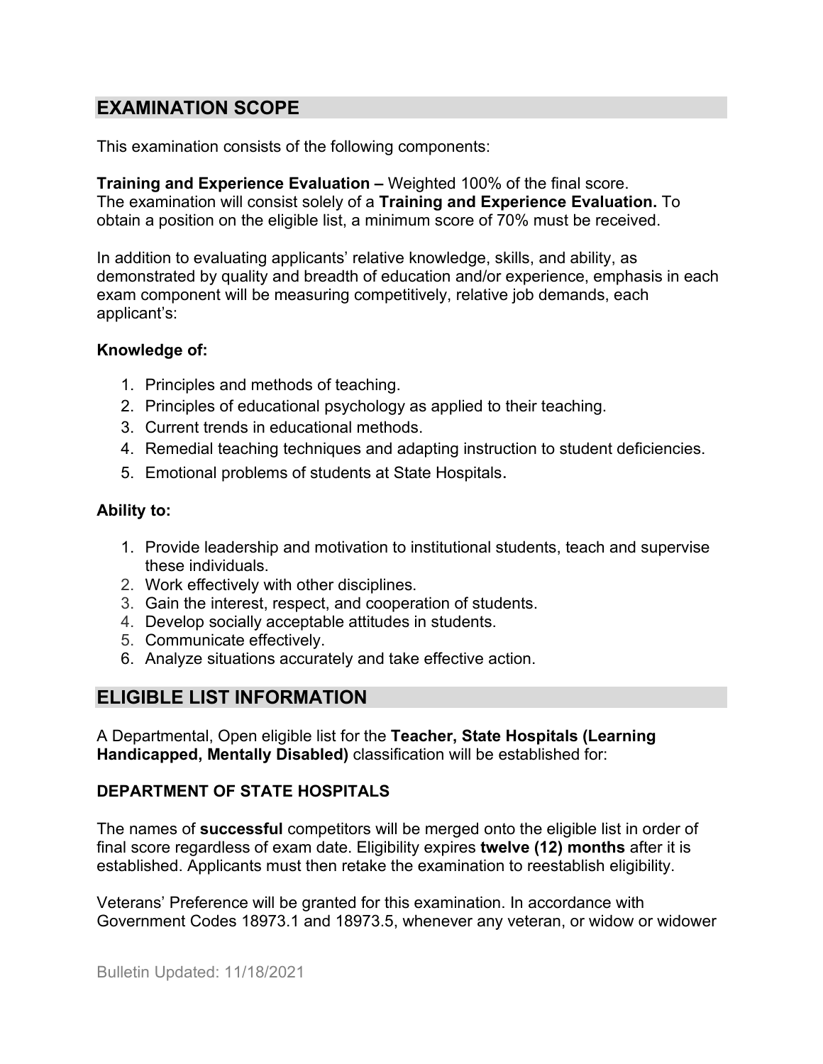## EXAMINATION SCOPE

This examination consists of the following components:

**Training and Experience Evaluation –** Weighted 100% of the final score. The examination will consist solely of a **Training and Experience Evaluation.** To obtain a position on the eligible list, a minimum score of 70% must be received.

In addition to evaluating applicants' relative knowledge, skills, and ability, as demonstrated by quality and breadth of education and/or experience, emphasis in each exam component will be measuring competitively, relative job demands, each applicant's:

**Knowledge of:**

1. Principles and methods of teaching.
2. Principles of educational psychology as applied to their teaching.
3. Current trends in educational methods.
4. Remedial teaching techniques and adapting instruction to student deficiencies.
5. Emotional problems of students at State Hospitals.

**Ability to:**

1. Provide leadership and motivation to institutional students, teach and supervise these individuals.
2. Work effectively with other disciplines.
3. Gain the interest, respect, and cooperation of students.
4. Develop socially acceptable attitudes in students.
5. Communicate effectively.
6. Analyze situations accurately and take effective action.

## ELIGIBLE LIST INFORMATION

A Departmental, Open eligible list for the **Teacher, State Hospitals (Learning Handicapped, Mentally Disabled)** classification will be established for:

**DEPARTMENT OF STATE HOSPITALS**

The names of **successful** competitors will be merged onto the eligible list in order of final score regardless of exam date. Eligibility expires **twelve (12) months** after it is established. Applicants must then retake the examination to reestablish eligibility.

Veterans' Preference will be granted for this examination. In accordance with Government Codes 18973.1 and 18973.5, whenever any veteran, or widow or widower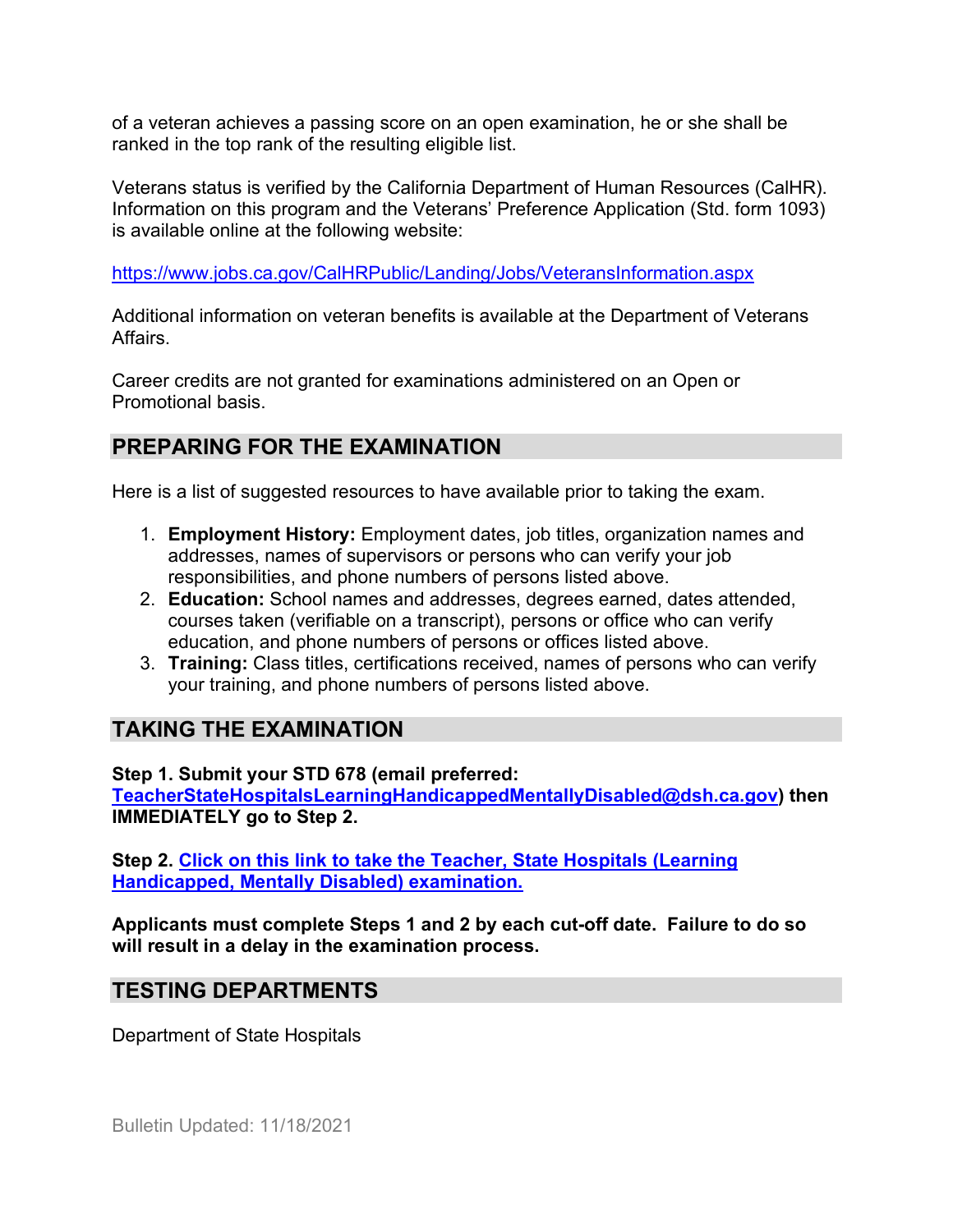of a veteran achieves a passing score on an open examination, he or she shall be ranked in the top rank of the resulting eligible list.

Veterans status is verified by the California Department of Human Resources (CalHR). Information on this program and the Veterans' Preference Application (Std. form 1093) is available online at the following website:

https://www.jobs.ca.gov/CalHRPublic/Landing/Jobs/VeteransInformation.aspx

Additional information on veteran benefits is available at the Department of Veterans Affairs.

Career credits are not granted for examinations administered on an Open or Promotional basis.

## PREPARING FOR THE EXAMINATION

Here is a list of suggested resources to have available prior to taking the exam.

1. **Employment History:** Employment dates, job titles, organization names and addresses, names of supervisors or persons who can verify your job responsibilities, and phone numbers of persons listed above.
2. **Education:** School names and addresses, degrees earned, dates attended, courses taken (verifiable on a transcript), persons or office who can verify education, and phone numbers of persons or offices listed above.
3. **Training:** Class titles, certifications received, names of persons who can verify your training, and phone numbers of persons listed above.

## TAKING THE EXAMINATION

**Step 1. Submit your STD 678 (email preferred: TeacherStateHospitalsLearningHandicappedMentallyDisabled@dsh.ca.gov) then IMMEDIATELY go to Step 2.**

**Step 2. Click on this link to take the Teacher, State Hospitals (Learning Handicapped, Mentally Disabled) examination.**

**Applicants must complete Steps 1 and 2 by each cut-off date. Failure to do so will result in a delay in the examination process.**

## TESTING DEPARTMENTS

Department of State Hospitals

Bulletin Updated: 11/18/2021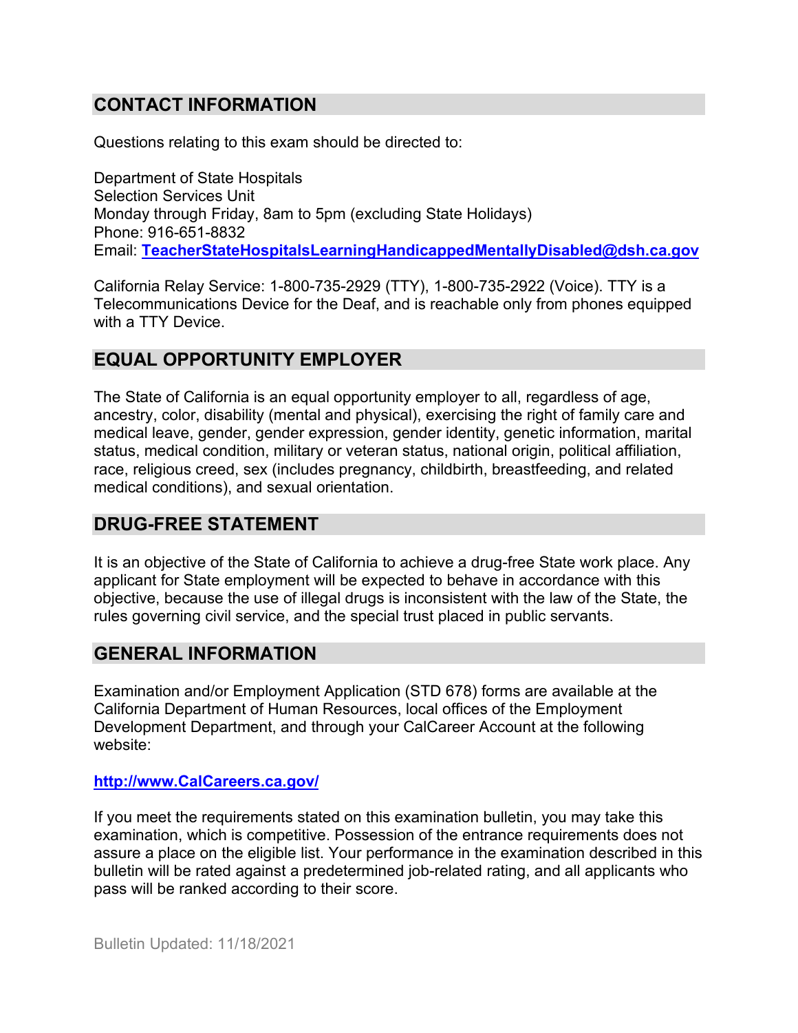## CONTACT INFORMATION

Questions relating to this exam should be directed to:

Department of State Hospitals
Selection Services Unit
Monday through Friday, 8am to 5pm (excluding State Holidays)
Phone: 916-651-8832
Email: **TeacherStateHospitalsLearningHandicappedMentallyDisabled@dsh.ca.gov**

California Relay Service: 1-800-735-2929 (TTY), 1-800-735-2922 (Voice). TTY is a Telecommunications Device for the Deaf, and is reachable only from phones equipped with a TTY Device.

## EQUAL OPPORTUNITY EMPLOYER

The State of California is an equal opportunity employer to all, regardless of age, ancestry, color, disability (mental and physical), exercising the right of family care and medical leave, gender, gender expression, gender identity, genetic information, marital status, medical condition, military or veteran status, national origin, political affiliation, race, religious creed, sex (includes pregnancy, childbirth, breastfeeding, and related medical conditions), and sexual orientation.

## DRUG-FREE STATEMENT

It is an objective of the State of California to achieve a drug-free State work place. Any applicant for State employment will be expected to behave in accordance with this objective, because the use of illegal drugs is inconsistent with the law of the State, the rules governing civil service, and the special trust placed in public servants.

## GENERAL INFORMATION

Examination and/or Employment Application (STD 678) forms are available at the California Department of Human Resources, local offices of the Employment Development Department, and through your CalCareer Account at the following website:

**http://www.CalCareers.ca.gov/**

If you meet the requirements stated on this examination bulletin, you may take this examination, which is competitive. Possession of the entrance requirements does not assure a place on the eligible list. Your performance in the examination described in this bulletin will be rated against a predetermined job-related rating, and all applicants who pass will be ranked according to their score.

Bulletin Updated: 11/18/2021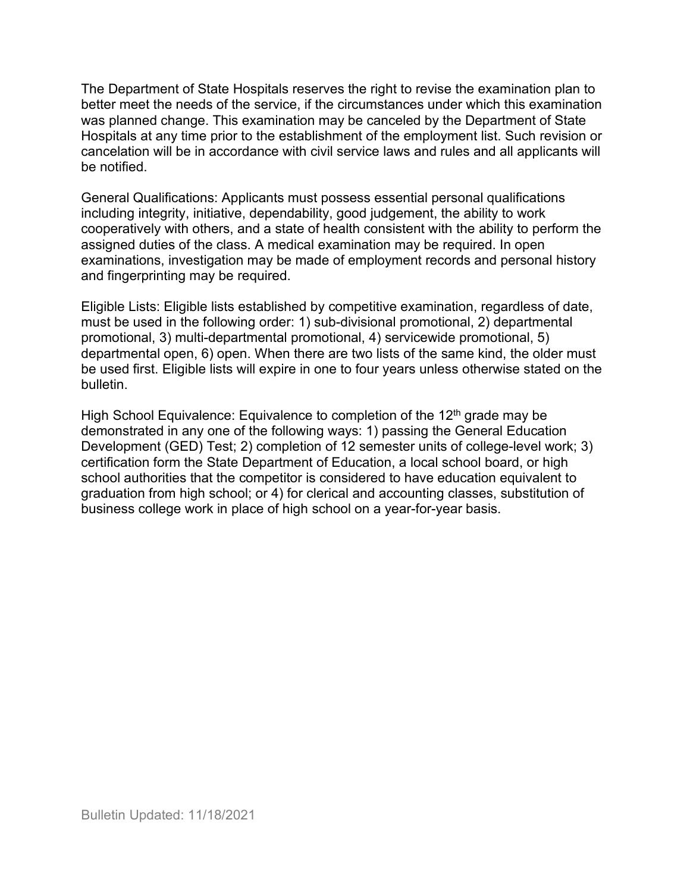The Department of State Hospitals reserves the right to revise the examination plan to better meet the needs of the service, if the circumstances under which this examination was planned change. This examination may be canceled by the Department of State Hospitals at any time prior to the establishment of the employment list. Such revision or cancelation will be in accordance with civil service laws and rules and all applicants will be notified.

General Qualifications: Applicants must possess essential personal qualifications including integrity, initiative, dependability, good judgement, the ability to work cooperatively with others, and a state of health consistent with the ability to perform the assigned duties of the class. A medical examination may be required. In open examinations, investigation may be made of employment records and personal history and fingerprinting may be required.

Eligible Lists: Eligible lists established by competitive examination, regardless of date, must be used in the following order: 1) sub-divisional promotional, 2) departmental promotional, 3) multi-departmental promotional, 4) servicewide promotional, 5) departmental open, 6) open. When there are two lists of the same kind, the older must be used first. Eligible lists will expire in one to four years unless otherwise stated on the bulletin.

High School Equivalence: Equivalence to completion of the 12th grade may be demonstrated in any one of the following ways: 1) passing the General Education Development (GED) Test; 2) completion of 12 semester units of college-level work; 3) certification form the State Department of Education, a local school board, or high school authorities that the competitor is considered to have education equivalent to graduation from high school; or 4) for clerical and accounting classes, substitution of business college work in place of high school on a year-for-year basis.

Bulletin Updated: 11/18/2021